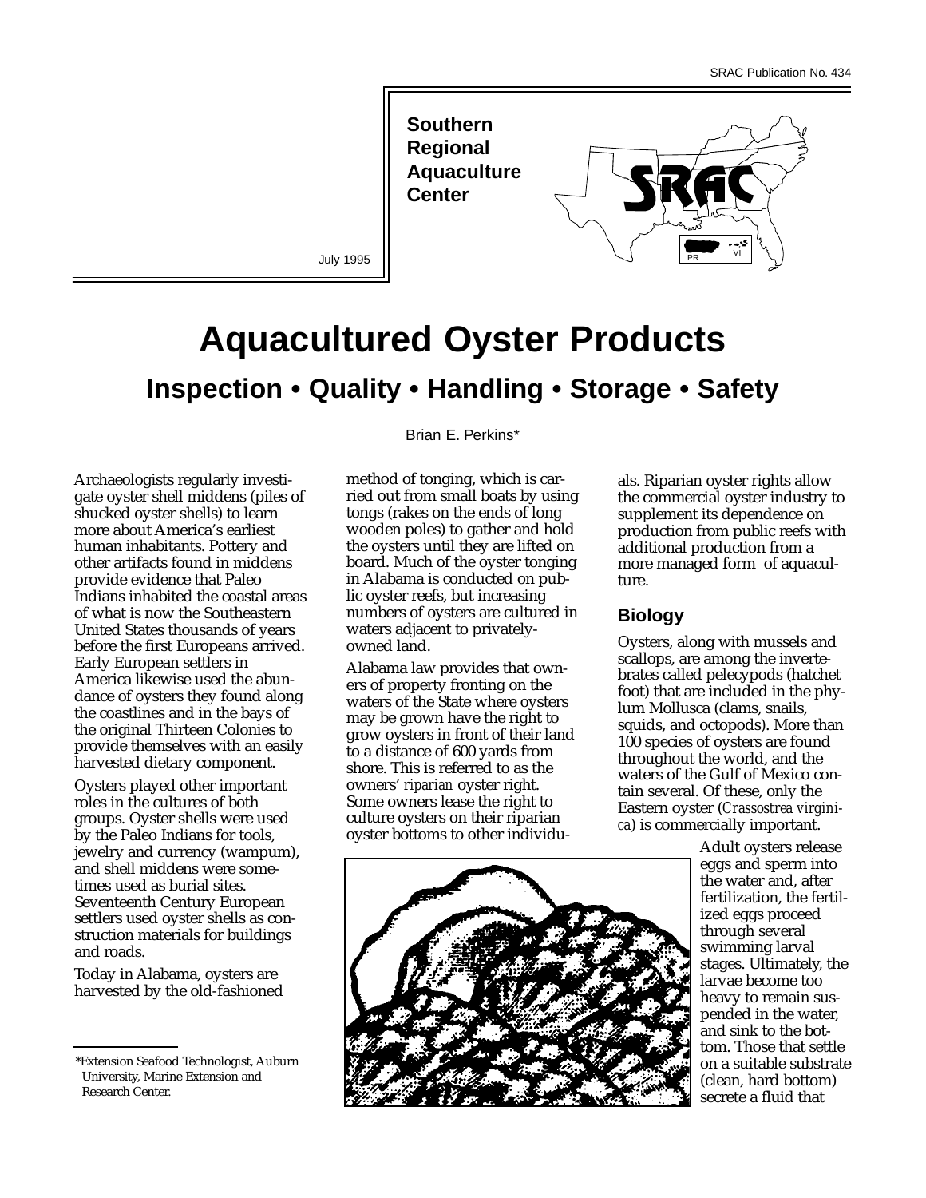SRAC Publication No. 434

**Southern Regional Aquaculture Center**

July 1995

# Aquacultured Oyster Products

## Inspection • Quality • Handling • Storage • Safety

Brian E. Perkins*

Archaeologists regularly investigate oyster shell middens (piles of shucked oyster shells) to learn more about America's earliest human inhabitants. Pottery and other artifacts found in middens provide evidence that Paleo Indians inhabited the coastal areas of what is now the Southeastern United States thousands of years before the first Europeans arrived. Early European settlers in America likewise used the abundance of oysters they found along the coastlines and in the bays of the original Thirteen Colonies to provide themselves with an easily harvested dietary component.

Oysters played other important roles in the cultures of both groups. Oyster shells were used by the Paleo Indians for tools, jewelry and currency (wampum), and shell middens were sometimes used as burial sites. Seventeenth Century European settlers used oyster shells as construction materials for buildings and roads.

Today in Alabama, oysters are harvested by the old-fashioned method of tonging, which is carried out from small boats by using tongs (rakes on the ends of long wooden poles) to gather and hold the oysters until they are lifted on board. Much of the oyster tonging in Alabama is conducted on public oyster reefs, but increasing numbers of oysters are cultured in waters adjacent to privately-owned land.

Alabama law provides that owners of property fronting on the waters of the State where oysters may be grown have the right to grow oysters in front of their land to a distance of 600 yards from shore. This is referred to as the owners' *riparian* oyster right. Some owners lease the right to culture oysters on their riparian oyster bottoms to other individuals. Riparian oyster rights allow the commercial oyster industry to supplement its dependence on production from public reefs with additional production from a more managed form of aquaculture.

### Biology

Oysters, along with mussels and scallops, are among the invertebrates called pelecypods (hatchet foot) that are included in the phylum Mollusca (clams, snails, squids, and octopods). More than 100 species of oysters are found throughout the world, and the waters of the Gulf of Mexico contain several. Of these, only the Eastern oyster (*Crassostrea virginica*) is commercially important.

Adult oysters release eggs and sperm into the water and, after fertilization, the fertilized eggs proceed through several swimming larval stages. Ultimately, the larvae become too heavy to remain suspended in the water, and sink to the bottom. Those that settle on a suitable substrate (clean, hard bottom) secrete a fluid that

*Extension Seafood Technologist, Auburn University, Marine Extension and Research Center.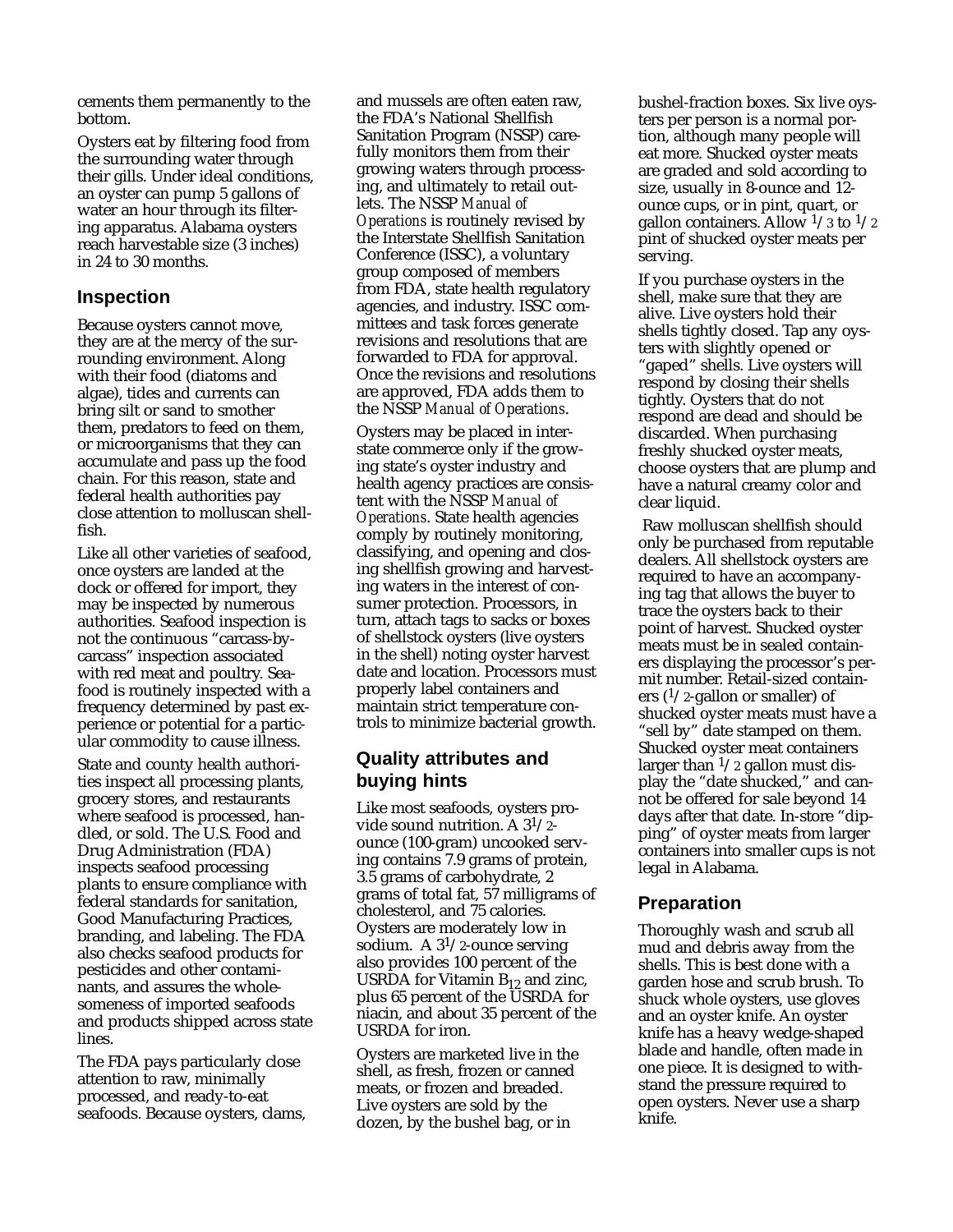cements them permanently to the bottom.

Oysters eat by filtering food from the surrounding water through their gills. Under ideal conditions, an oyster can pump 5 gallons of water an hour through its filtering apparatus. Alabama oysters reach harvestable size (3 inches) in 24 to 30 months.

## Inspection

Because oysters cannot move, they are at the mercy of the surrounding environment. Along with their food (diatoms and algae), tides and currents can bring silt or sand to smother them, predators to feed on them, or microorganisms that they can accumulate and pass up the food chain. For this reason, state and federal health authorities pay close attention to molluscan shellfish.

Like all other varieties of seafood, once oysters are landed at the dock or offered for import, they may be inspected by numerous authorities. Seafood inspection is not the continuous "carcass-by-carcass" inspection associated with red meat and poultry. Seafood is routinely inspected with a frequency determined by past experience or potential for a particular commodity to cause illness.

State and county health authorities inspect all processing plants, grocery stores, and restaurants where seafood is processed, handled, or sold. The U.S. Food and Drug Administration (FDA) inspects seafood processing plants to ensure compliance with federal standards for sanitation, Good Manufacturing Practices, branding, and labeling. The FDA also checks seafood products for pesticides and other contaminants, and assures the wholesomeness of imported seafoods and products shipped across state lines.

The FDA pays particularly close attention to raw, minimally processed, and ready-to-eat seafoods. Because oysters, clams, and mussels are often eaten raw, the FDA's National Shellfish Sanitation Program (NSSP) carefully monitors them from their growing waters through processing, and ultimately to retail outlets. The NSSP *Manual of Operations* is routinely revised by the Interstate Shellfish Sanitation Conference (ISSC), a voluntary group composed of members from FDA, state health regulatory agencies, and industry. ISSC committees and task forces generate revisions and resolutions that are forwarded to FDA for approval. Once the revisions and resolutions are approved, FDA adds them to the NSSP *Manual of Operations*.

Oysters may be placed in interstate commerce only if the growing state's oyster industry and health agency practices are consistent with the NSSP *Manual of Operations*. State health agencies comply by routinely monitoring, classifying, and opening and closing shellfish growing and harvesting waters in the interest of consumer protection. Processors, in turn, attach tags to sacks or boxes of shellstock oysters (live oysters in the shell) noting oyster harvest date and location. Processors must properly label containers and maintain strict temperature controls to minimize bacterial growth.

## Quality attributes and buying hints

Like most seafoods, oysters provide sound nutrition. A $3^1/_2$-ounce (100-gram) uncooked serving contains 7.9 grams of protein, 3.5 grams of carbohydrate, 2 grams of total fat, 57 milligrams of cholesterol, and 75 calories. Oysters are moderately low in sodium. A $3^1/_2$-ounce serving also provides 100 percent of the USRDA for Vitamin $B_{12}$ and zinc, plus 65 percent of the USRDA for niacin, and about 35 percent of the USRDA for iron.

Oysters are marketed live in the shell, as fresh, frozen or canned meats, or frozen and breaded. Live oysters are sold by the dozen, by the bushel bag, or in bushel-fraction boxes. Six live oysters per person is a normal portion, although many people will eat more. Shucked oyster meats are graded and sold according to size, usually in 8-ounce and 12-ounce cups, or in pint, quart, or gallon containers. Allow $^1/_3$ to $^1/_2$ pint of shucked oyster meats per serving.

If you purchase oysters in the shell, make sure that they are alive. Live oysters hold their shells tightly closed. Tap any oysters with slightly opened or "gaped" shells. Live oysters will respond by closing their shells tightly. Oysters that do not respond are dead and should be discarded. When purchasing freshly shucked oyster meats, choose oysters that are plump and have a natural creamy color and clear liquid.

Raw molluscan shellfish should only be purchased from reputable dealers. All shellstock oysters are required to have an accompanying tag that allows the buyer to trace the oysters back to their point of harvest. Shucked oyster meats must be in sealed containers displaying the processor's permit number. Retail-sized containers ($^1/_2$-gallon or smaller) of shucked oyster meats must have a "sell by" date stamped on them. Shucked oyster meat containers larger than $^1/_2$ gallon must display the "date shucked," and cannot be offered for sale beyond 14 days after that date. In-store "dipping" of oyster meats from larger containers into smaller cups is not legal in Alabama.

## Preparation

Thoroughly wash and scrub all mud and debris away from the shells. This is best done with a garden hose and scrub brush. To shuck whole oysters, use gloves and an oyster knife. An oyster knife has a heavy wedge-shaped blade and handle, often made in one piece. It is designed to withstand the pressure required to open oysters. Never use a sharp knife.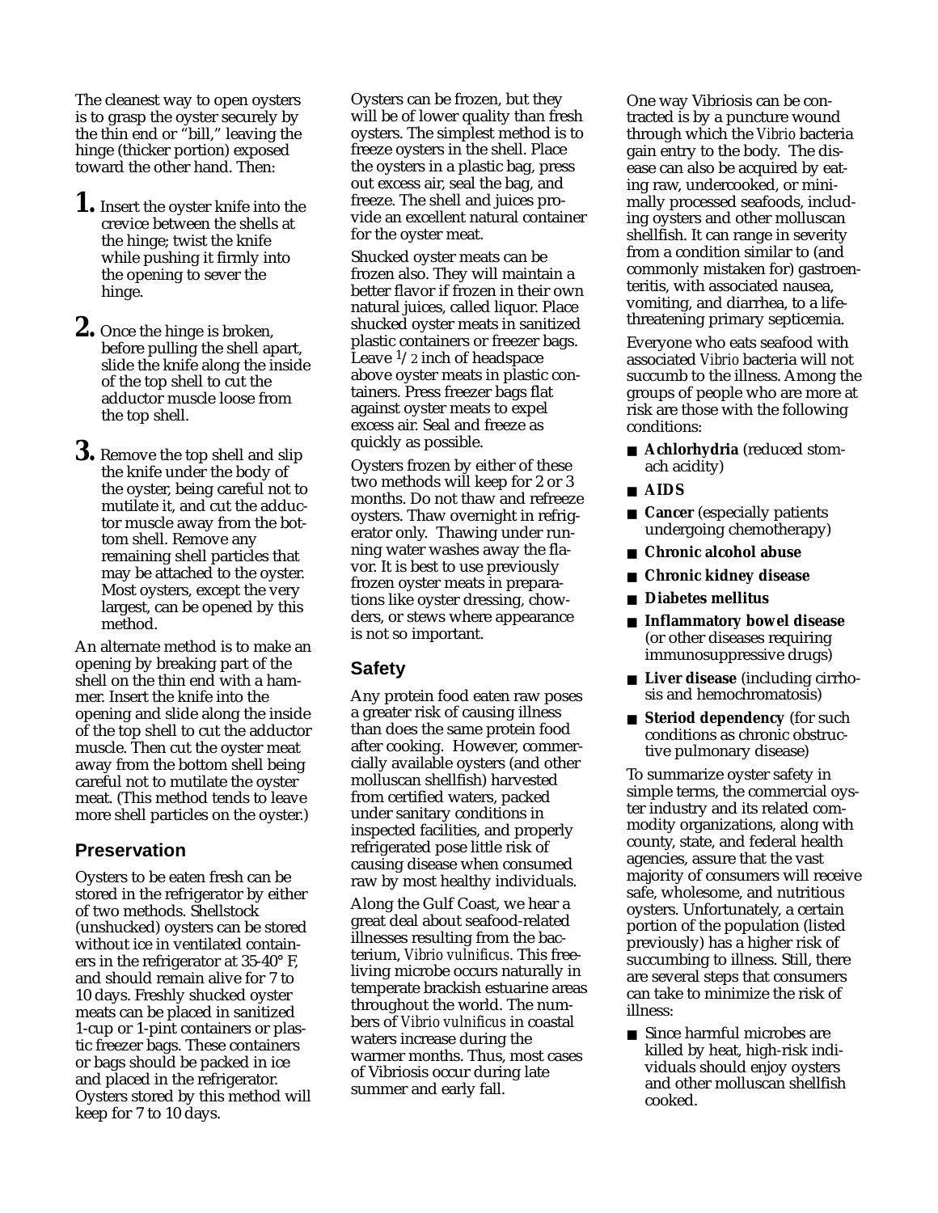The cleanest way to open oysters is to grasp the oyster securely by the thin end or "bill," leaving the hinge (thicker portion) exposed toward the other hand. Then:

1. Insert the oyster knife into the crevice between the shells at the hinge; twist the knife while pushing it firmly into the opening to sever the hinge.
2. Once the hinge is broken, before pulling the shell apart, slide the knife along the inside of the top shell to cut the adductor muscle loose from the top shell.
3. Remove the top shell and slip the knife under the body of the oyster, being careful not to mutilate it, and cut the adductor muscle away from the bottom shell. Remove any remaining shell particles that may be attached to the oyster. Most oysters, except the very largest, can be opened by this method.

An alternate method is to make an opening by breaking part of the shell on the thin end with a hammer. Insert the knife into the opening and slide along the inside of the top shell to cut the adductor muscle. Then cut the oyster meat away from the bottom shell being careful not to mutilate the oyster meat. (This method tends to leave more shell particles on the oyster.)

## Preservation

Oysters to be eaten fresh can be stored in the refrigerator by either of two methods. Shellstock (unshucked) oysters can be stored without ice in ventilated containers in the refrigerator at 35-40° F, and should remain alive for 7 to 10 days. Freshly shucked oyster meats can be placed in sanitized 1-cup or 1-pint containers or plastic freezer bags. These containers or bags should be packed in ice and placed in the refrigerator. Oysters stored by this method will keep for 7 to 10 days.

Oysters can be frozen, but they will be of lower quality than fresh oysters. The simplest method is to freeze oysters in the shell. Place the oysters in a plastic bag, press out excess air, seal the bag, and freeze. The shell and juices provide an excellent natural container for the oyster meat.

Shucked oyster meats can be frozen also. They will maintain a better flavor if frozen in their own natural juices, called liquor. Place shucked oyster meats in sanitized plastic containers or freezer bags. Leave 1/2 inch of headspace above oyster meats in plastic containers. Press freezer bags flat against oyster meats to expel excess air. Seal and freeze as quickly as possible.

Oysters frozen by either of these two methods will keep for 2 or 3 months. Do not thaw and refreeze oysters. Thaw overnight in refrigerator only. Thawing under running water washes away the flavor. It is best to use previously frozen oyster meats in preparations like oyster dressing, chowders, or stews where appearance is not so important.

## Safety

Any protein food eaten raw poses a greater risk of causing illness than does the same protein food after cooking. However, commercially available oysters (and other molluscan shellfish) harvested from certified waters, packed under sanitary conditions in inspected facilities, and properly refrigerated pose little risk of causing disease when consumed raw by most healthy individuals.

Along the Gulf Coast, we hear a great deal about seafood-related illnesses resulting from the bacterium, *Vibrio vulnificus*. This free-living microbe occurs naturally in temperate brackish estuarine areas throughout the world. The numbers of *Vibrio vulnificus* in coastal waters increase during the warmer months. Thus, most cases of Vibriosis occur during late summer and early fall.

One way Vibriosis can be contracted is by a puncture wound through which the *Vibrio* bacteria gain entry to the body. The disease can also be acquired by eating raw, undercooked, or minimally processed seafoods, including oysters and other molluscan shellfish. It can range in severity from a condition similar to (and commonly mistaken for) gastroenteritis, with associated nausea, vomiting, and diarrhea, to a life-threatening primary septicemia.

Everyone who eats seafood with associated *Vibrio* bacteria will not succumb to the illness. Among the groups of people who are more at risk are those with the following conditions:

- **Achlorhydria** (reduced stomach acidity)
- **AIDS**
- **Cancer** (especially patients undergoing chemotherapy)
- **Chronic alcohol abuse**
- **Chronic kidney disease**
- **Diabetes mellitus**
- **Inflammatory bowel disease** (or other diseases requiring immunosuppressive drugs)
- **Liver disease** (including cirrhosis and hemochromatosis)
- **Steriod dependency** (for such conditions as chronic obstructive pulmonary disease)

To summarize oyster safety in simple terms, the commercial oyster industry and its related commodity organizations, along with county, state, and federal health agencies, assure that the vast majority of consumers will receive safe, wholesome, and nutritious oysters. Unfortunately, a certain portion of the population (listed previously) has a higher risk of succumbing to illness. Still, there are several steps that consumers can take to minimize the risk of illness:

- Since harmful microbes are killed by heat, high-risk individuals should enjoy oysters and other molluscan shellfish cooked.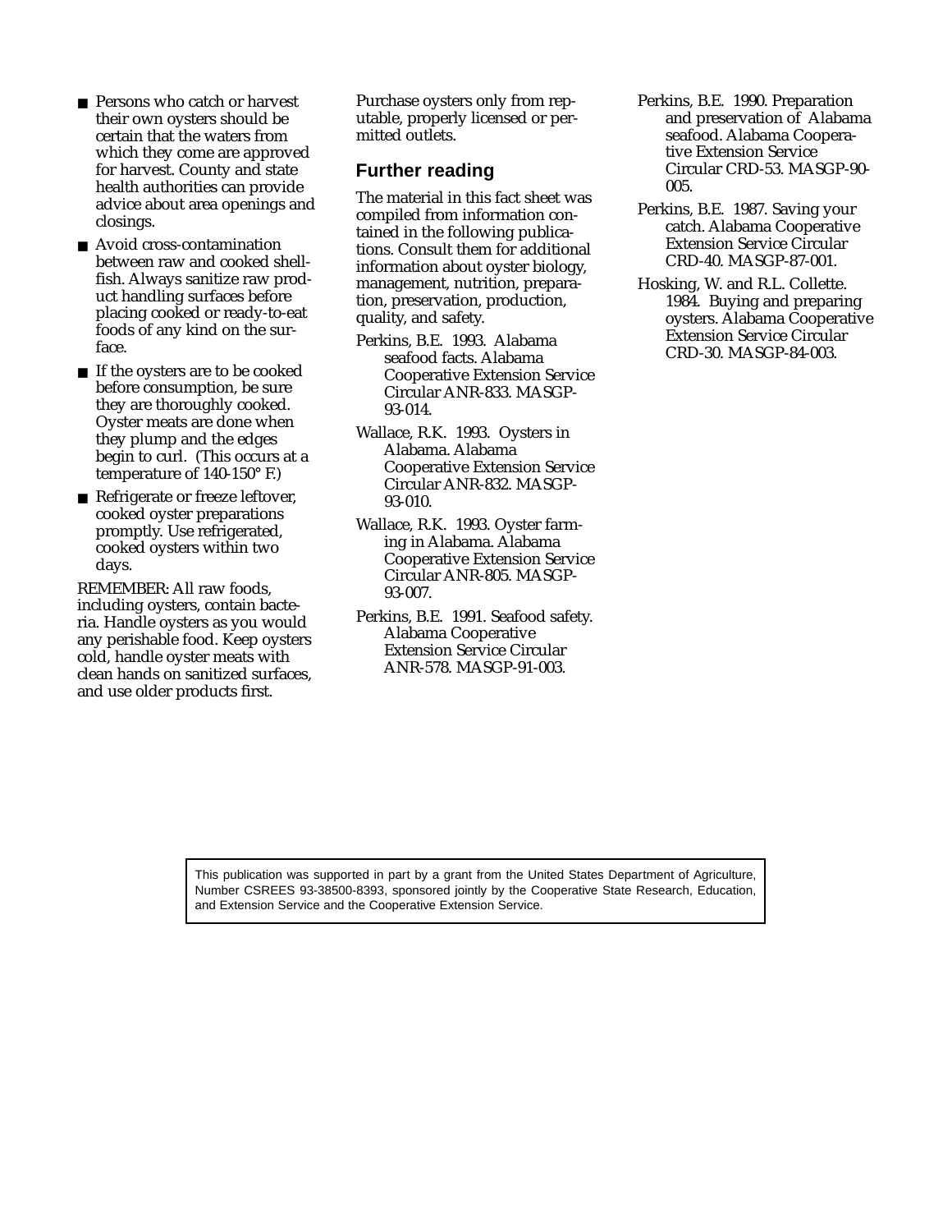- Persons who catch or harvest their own oysters should be certain that the waters from which they come are approved for harvest. County and state health authorities can provide advice about area openings and closings.
- Avoid cross-contamination between raw and cooked shellfish. Always sanitize raw product handling surfaces before placing cooked or ready-to-eat foods of any kind on the surface.
- If the oysters are to be cooked before consumption, be sure they are thoroughly cooked. Oyster meats are done when they plump and the edges begin to curl. (This occurs at a temperature of 140-150° F.)
- Refrigerate or freeze leftover, cooked oyster preparations promptly. Use refrigerated, cooked oysters within two days.

REMEMBER: All raw foods, including oysters, contain bacteria. Handle oysters as you would any perishable food. Keep oysters cold, handle oyster meats with clean hands on sanitized surfaces, and use older products first.

Purchase oysters only from reputable, properly licensed or permitted outlets.

## Further reading

The material in this fact sheet was compiled from information contained in the following publications. Consult them for additional information about oyster biology, management, nutrition, preparation, preservation, production, quality, and safety.

Perkins, B.E. 1993. Alabama seafood facts. Alabama Cooperative Extension Service Circular ANR-833. MASGP-93-014.

Wallace, R.K. 1993. Oysters in Alabama. Alabama Cooperative Extension Service Circular ANR-832. MASGP-93-010.

Wallace, R.K. 1993. Oyster farming in Alabama. Alabama Cooperative Extension Service Circular ANR-805. MASGP-93-007.

Perkins, B.E. 1991. Seafood safety. Alabama Cooperative Extension Service Circular ANR-578. MASGP-91-003.

Perkins, B.E. 1990. Preparation and preservation of Alabama seafood. Alabama Cooperative Extension Service Circular CRD-53. MASGP-90-005.

Perkins, B.E. 1987. Saving your catch. Alabama Cooperative Extension Service Circular CRD-40. MASGP-87-001.

Hosking, W. and R.L. Collette. 1984. Buying and preparing oysters. Alabama Cooperative Extension Service Circular CRD-30. MASGP-84-003.

This publication was supported in part by a grant from the United States Department of Agriculture, Number CSREES 93-38500-8393, sponsored jointly by the Cooperative State Research, Education, and Extension Service and the Cooperative Extension Service.